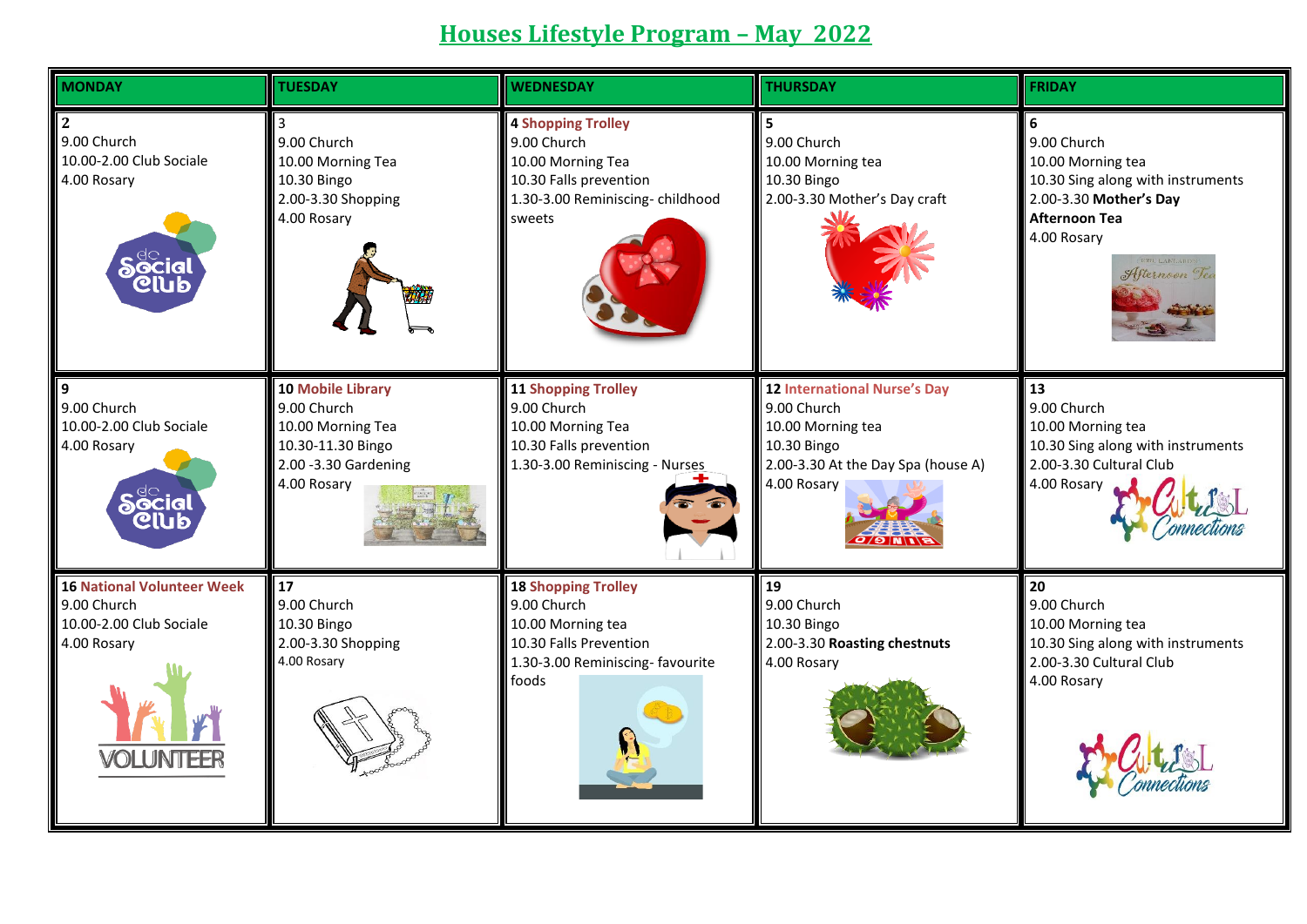# Houses Lifestyle Program – May 2022

| MONDAY | TUESDAY | WEDNESDAY | THURSDAY | FRIDAY |
|---|---|---|---|---|
| **2**<br>9.00 Church<br>10.00-2.00 Club Sociale<br>4.00 Rosary | 3<br>9.00 Church<br>10.00 Morning Tea<br>10.30 Bingo<br>2.00-3.30 Shopping<br>4.00 Rosary | **4 Shopping Trolley**<br>9.00 Church<br>10.00 Morning Tea<br>10.30 Falls prevention<br>1.30-3.00 Reminiscing- childhood sweets | **5**<br>9.00 Church<br>10.00 Morning tea<br>10.30 Bingo<br>2.00-3.30 Mother's Day craft | **6**<br>9.00 Church<br>10.00 Morning tea<br>10.30 Sing along with instruments<br>2.00-3.30 **Mother's Day Afternoon Tea**<br>4.00 Rosary |
| **9**<br>9.00 Church<br>10.00-2.00 Club Sociale<br>4.00 Rosary | **10 Mobile Library**<br>9.00 Church<br>10.00 Morning Tea<br>10.30-11.30 Bingo<br>2.00 -3.30 Gardening<br>4.00 Rosary | **11 Shopping Trolley**<br>9.00 Church<br>10.00 Morning Tea<br>10.30 Falls prevention<br>1.30-3.00 Reminiscing - Nurses | **12 International Nurse's Day**<br>9.00 Church<br>10.00 Morning tea<br>10.30 Bingo<br>2.00-3.30 At the Day Spa (house A)<br>4.00 Rosary | **13**<br>9.00 Church<br>10.00 Morning tea<br>10.30 Sing along with instruments<br>2.00-3.30 Cultural Club<br>4.00 Rosary |
| **16 National Volunteer Week**<br>9.00 Church<br>10.00-2.00 Club Sociale<br>4.00 Rosary | **17**<br>9.00 Church<br>10.30 Bingo<br>2.00-3.30 Shopping<br>4.00 Rosary | **18 Shopping Trolley**<br>9.00 Church<br>10.00 Morning tea<br>10.30 Falls Prevention<br>1.30-3.00 Reminiscing- favourite foods | **19**<br>9.00 Church<br>10.30 Bingo<br>2.00-3.30 **Roasting chestnuts**<br>4.00 Rosary | **20**<br>9.00 Church<br>10.00 Morning tea<br>10.30 Sing along with instruments<br>2.00-3.30 Cultural Club<br>4.00 Rosary |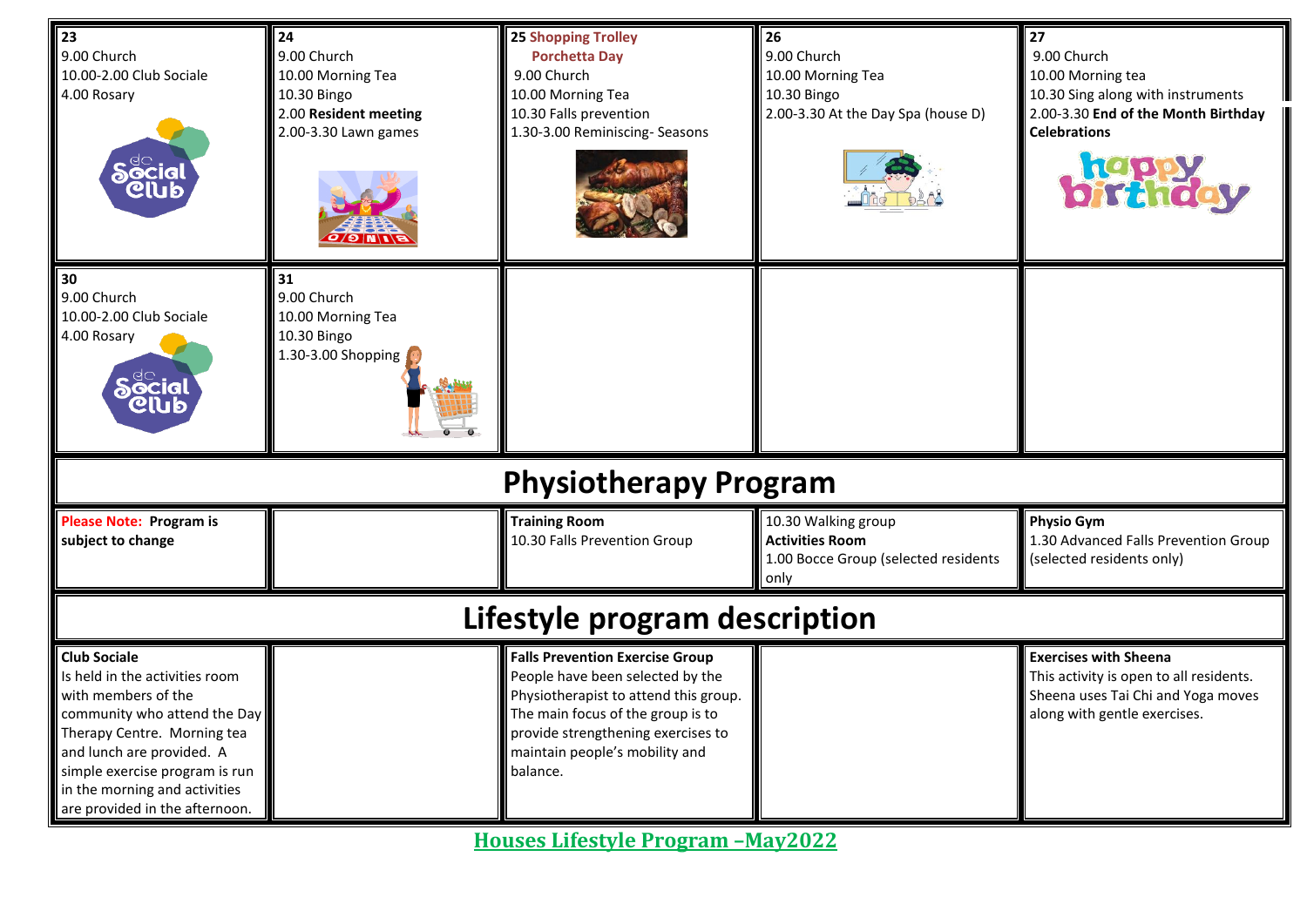| | | | | |
|---|---|---|---|---|
| **23**<br>9.00 Church<br>10.00-2.00 Club Sociale<br>4.00 Rosary | **24**<br>9.00 Church<br>10.00 Morning Tea<br>10.30 Bingo<br>2.00 **Resident meeting**<br>2.00-3.30 Lawn games | **25 Shopping Trolley**<br>**Porchetta Day**<br>9.00 Church<br>10.00 Morning Tea<br>10.30 Falls prevention<br>1.30-3.00 Reminiscing- Seasons | **26**<br>9.00 Church<br>10.00 Morning Tea<br>10.30 Bingo<br>2.00-3.30 At the Day Spa (house D) | **27**<br>9.00 Church<br>10.00 Morning tea<br>10.30 Sing along with instruments<br>2.00-3.30 **End of the Month Birthday Celebrations** |
| **30**<br>9.00 Church<br>10.00-2.00 Club Sociale<br>4.00 Rosary | **31**<br>9.00 Church<br>10.00 Morning Tea<br>10.30 Bingo<br>1.30-3.00 Shopping | | | |

## Physiotherapy Program

| | | | | |
|---|---|---|---|---|
| **Please Note: Program is subject to change** | | **Training Room**<br>10.30 Falls Prevention Group | 10.30 Walking group<br>**Activities Room**<br>1.00 Bocce Group (selected residents only | **Physio Gym**<br>1.30 Advanced Falls Prevention Group (selected residents only) |

## Lifestyle program description

| | | | | |
|---|---|---|---|---|
| **Club Sociale**<br>Is held in the activities room with members of the community who attend the Day Therapy Centre. Morning tea and lunch are provided. A simple exercise program is run in the morning and activities are provided in the afternoon. | | **Falls Prevention Exercise Group**<br>People have been selected by the Physiotherapist to attend this group. The main focus of the group is to provide strengthening exercises to maintain people's mobility and balance. | | **Exercises with Sheena**<br>This activity is open to all residents. Sheena uses Tai Chi and Yoga moves along with gentle exercises. |

**Houses Lifestyle Program –May2022**